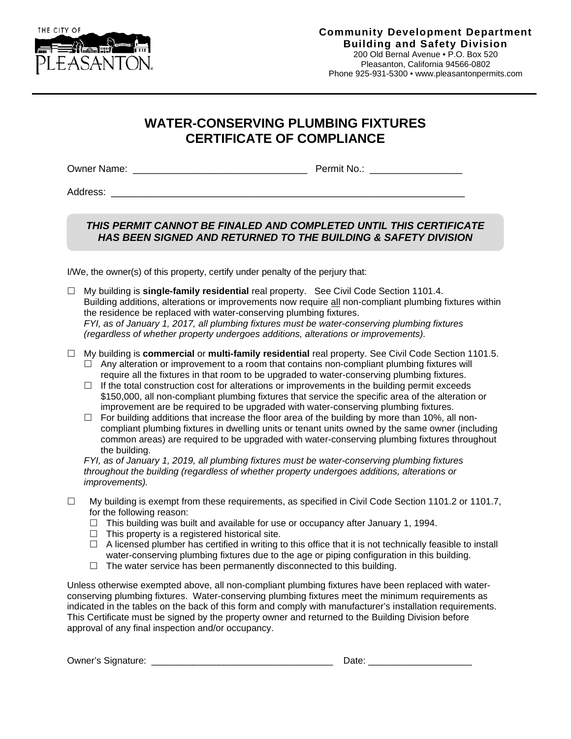THE CITY OF PLEASANTON

**Community Development Department**
**Building and Safety Division**
200 Old Bernal Avenue • P.O. Box 520
Pleasanton, California 94566-0802
Phone 925-931-5300 • www.pleasantonpermits.com

# WATER-CONSERVING PLUMBING FIXTURES CERTIFICATE OF COMPLIANCE

Owner Name: ________________________________ Permit No.: _________________

Address: ___________________________________________________________________

***THIS PERMIT CANNOT BE FINALED AND COMPLETED UNTIL THIS CERTIFICATE HAS BEEN SIGNED AND RETURNED TO THE BUILDING & SAFETY DIVISION***

I/We, the owner(s) of this property, certify under penalty of the perjury that:

☐ My building is **single-family residential** real property. See Civil Code Section 1101.4.
Building additions, alterations or improvements now require all non-compliant plumbing fixtures within the residence be replaced with water-conserving plumbing fixtures.
*FYI, as of January 1, 2017, all plumbing fixtures must be water-conserving plumbing fixtures (regardless of whether property undergoes additions, alterations or improvements).*

☐ My building is **commercial** or **multi-family residential** real property. See Civil Code Section 1101.5.
- ☐ Any alteration or improvement to a room that contains non-compliant plumbing fixtures will require all the fixtures in that room to be upgraded to water-conserving plumbing fixtures.
- ☐ If the total construction cost for alterations or improvements in the building permit exceeds $150,000, all non-compliant plumbing fixtures that service the specific area of the alteration or improvement are be required to be upgraded with water-conserving plumbing fixtures.
- ☐ For building additions that increase the floor area of the building by more than 10%, all non-compliant plumbing fixtures in dwelling units or tenant units owned by the same owner (including common areas) are required to be upgraded with water-conserving plumbing fixtures throughout the building.

*FYI, as of January 1, 2019, all plumbing fixtures must be water-conserving plumbing fixtures throughout the building (regardless of whether property undergoes additions, alterations or improvements).*

☐ My building is exempt from these requirements, as specified in Civil Code Section 1101.2 or 1101.7, for the following reason:
- ☐ This building was built and available for use or occupancy after January 1, 1994.
- ☐ This property is a registered historical site.
- ☐ A licensed plumber has certified in writing to this office that it is not technically feasible to install water-conserving plumbing fixtures due to the age or piping configuration in this building.
- ☐ The water service has been permanently disconnected to this building.

Unless otherwise exempted above, all non-compliant plumbing fixtures have been replaced with water-conserving plumbing fixtures. Water-conserving plumbing fixtures meet the minimum requirements as indicated in the tables on the back of this form and comply with manufacturer's installation requirements. This Certificate must be signed by the property owner and returned to the Building Division before approval of any final inspection and/or occupancy.

Owner's Signature: ____________________________________ Date: ____________________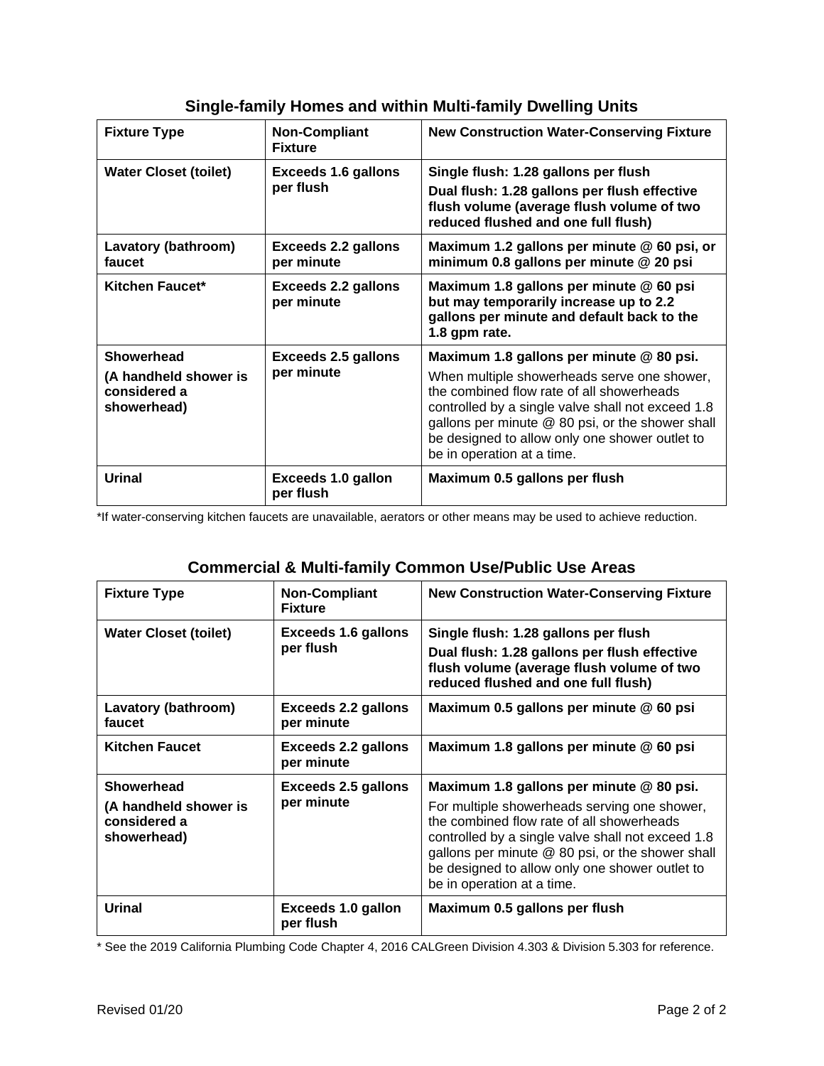## Single-family Homes and within Multi-family Dwelling Units

| Fixture Type | Non-Compliant Fixture | New Construction Water-Conserving Fixture |
|---|---|---|
| **Water Closet (toilet)** | **Exceeds 1.6 gallons per flush** | **Single flush: 1.28 gallons per flush**<br>**Dual flush: 1.28 gallons per flush effective flush volume (average flush volume of two reduced flushed and one full flush)** |
| **Lavatory (bathroom) faucet** | **Exceeds 2.2 gallons per minute** | **Maximum 1.2 gallons per minute @ 60 psi, or minimum 0.8 gallons per minute @ 20 psi** |
| **Kitchen Faucet*** | **Exceeds 2.2 gallons per minute** | **Maximum 1.8 gallons per minute @ 60 psi but may temporarily increase up to 2.2 gallons per minute and default back to the 1.8 gpm rate.** |
| **Showerhead**<br>**(A handheld shower is considered a showerhead)** | **Exceeds 2.5 gallons per minute** | **Maximum 1.8 gallons per minute @ 80 psi.**<br>When multiple showerheads serve one shower, the combined flow rate of all showerheads controlled by a single valve shall not exceed 1.8 gallons per minute @ 80 psi, or the shower shall be designed to allow only one shower outlet to be in operation at a time. |
| **Urinal** | **Exceeds 1.0 gallon per flush** | **Maximum 0.5 gallons per flush** |

*If water-conserving kitchen faucets are unavailable, aerators or other means may be used to achieve reduction.

## Commercial & Multi-family Common Use/Public Use Areas

| Fixture Type | Non-Compliant Fixture | New Construction Water-Conserving Fixture |
|---|---|---|
| **Water Closet (toilet)** | **Exceeds 1.6 gallons per flush** | **Single flush: 1.28 gallons per flush**<br>**Dual flush: 1.28 gallons per flush effective flush volume (average flush volume of two reduced flushed and one full flush)** |
| **Lavatory (bathroom) faucet** | **Exceeds 2.2 gallons per minute** | **Maximum 0.5 gallons per minute @ 60 psi** |
| **Kitchen Faucet** | **Exceeds 2.2 gallons per minute** | **Maximum 1.8 gallons per minute @ 60 psi** |
| **Showerhead**<br>**(A handheld shower is considered a showerhead)** | **Exceeds 2.5 gallons per minute** | **Maximum 1.8 gallons per minute @ 80 psi.**<br>For multiple showerheads serving one shower, the combined flow rate of all showerheads controlled by a single valve shall not exceed 1.8 gallons per minute @ 80 psi, or the shower shall be designed to allow only one shower outlet to be in operation at a time. |
| **Urinal** | **Exceeds 1.0 gallon per flush** | **Maximum 0.5 gallons per flush** |

* See the 2019 California Plumbing Code Chapter 4, 2016 CALGreen Division 4.303 & Division 5.303 for reference.

Revised 01/20